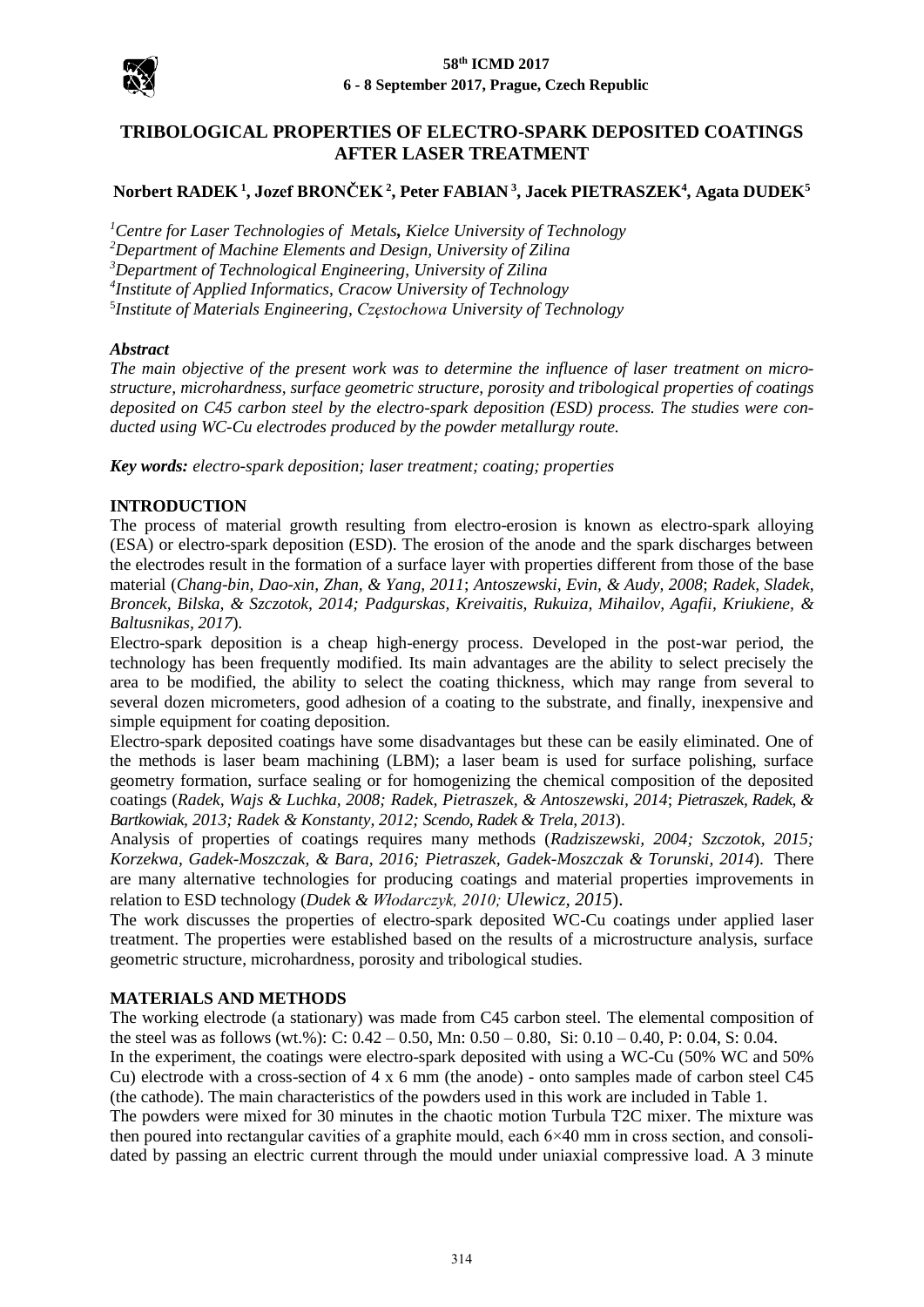# TRIBOLOGICAL PROPERTIES OF ELECTRO-SPARK DEPOSITED COATINGS AFTER LASER TREATMENT

**Norbert RADEK [1], Jozef BRONČEK [2], Peter FABIAN [3], Jacek PIETRASZEK[4], Agata DUDEK[5]**

*[1]Centre for Laser Technologies of Metals, Kielce University of Technology*
*[2]Department of Machine Elements and Design, University of Zilina*
*[3]Department of Technological Engineering, University of Zilina*
*[4]Institute of Applied Informatics, Cracow University of Technology*
*[5]Institute of Materials Engineering, Częstochowa University of Technology*

***Abstract***

*The main objective of the present work was to determine the influence of laser treatment on micro-structure, microhardness, surface geometric structure, porosity and tribological properties of coatings deposited on C45 carbon steel by the electro-spark deposition (ESD) process. The studies were conducted using WC-Cu electrodes produced by the powder metallurgy route.*

***Key words:*** *electro-spark deposition; laser treatment; coating; properties*

## INTRODUCTION

The process of material growth resulting from electro-erosion is known as electro-spark alloying (ESA) or electro-spark deposition (ESD). The erosion of the anode and the spark discharges between the electrodes result in the formation of a surface layer with properties different from those of the base material (*Chang-bin, Dao-xin, Zhan, & Yang, 2011*; *Antoszewski, Evin, & Audy, 2008*; *Radek, Sladek, Broncek, Bilska, & Szczotok, 2014; Padgurskas, Kreivaitis, Rukuiza, Mihailov, Agafii, Kriukiene, & Baltusnikas, 2017*).

Electro-spark deposition is a cheap high-energy process. Developed in the post-war period, the technology has been frequently modified. Its main advantages are the ability to select precisely the area to be modified, the ability to select the coating thickness, which may range from several to several dozen micrometers, good adhesion of a coating to the substrate, and finally, inexpensive and simple equipment for coating deposition.

Electro-spark deposited coatings have some disadvantages but these can be easily eliminated. One of the methods is laser beam machining (LBM); a laser beam is used for surface polishing, surface geometry formation, surface sealing or for homogenizing the chemical composition of the deposited coatings (*Radek, Wajs & Luchka, 2008; Radek, Pietraszek, & Antoszewski, 2014*; *Pietraszek, Radek, & Bartkowiak, 2013; Radek & Konstanty, 2012; Scendo, Radek & Trela, 2013*).

Analysis of properties of coatings requires many methods (*Radziszewski, 2004; Szczotok, 2015; Korzekwa, Gadek-Moszczak, & Bara, 2016; Pietraszek, Gadek-Moszczak & Torunski, 2014*). There are many alternative technologies for producing coatings and material properties improvements in relation to ESD technology (*Dudek & Włodarczyk, 2010; Ulewicz, 2015*).

The work discusses the properties of electro-spark deposited WC-Cu coatings under applied laser treatment. The properties were established based on the results of a microstructure analysis, surface geometric structure, microhardness, porosity and tribological studies.

## MATERIALS AND METHODS

The working electrode (a stationary) was made from C45 carbon steel. The elemental composition of the steel was as follows (wt.%): C: 0.42 – 0.50, Mn: 0.50 – 0.80, Si: 0.10 – 0.40, P: 0.04, S: 0.04.

In the experiment, the coatings were electro-spark deposited with using a WC-Cu (50% WC and 50% Cu) electrode with a cross-section of 4 x 6 mm (the anode) - onto samples made of carbon steel C45 (the cathode). The main characteristics of the powders used in this work are included in Table 1.

The powders were mixed for 30 minutes in the chaotic motion Turbula T2C mixer. The mixture was then poured into rectangular cavities of a graphite mould, each 6×40 mm in cross section, and consolidated by passing an electric current through the mould under uniaxial compressive load. A 3 minute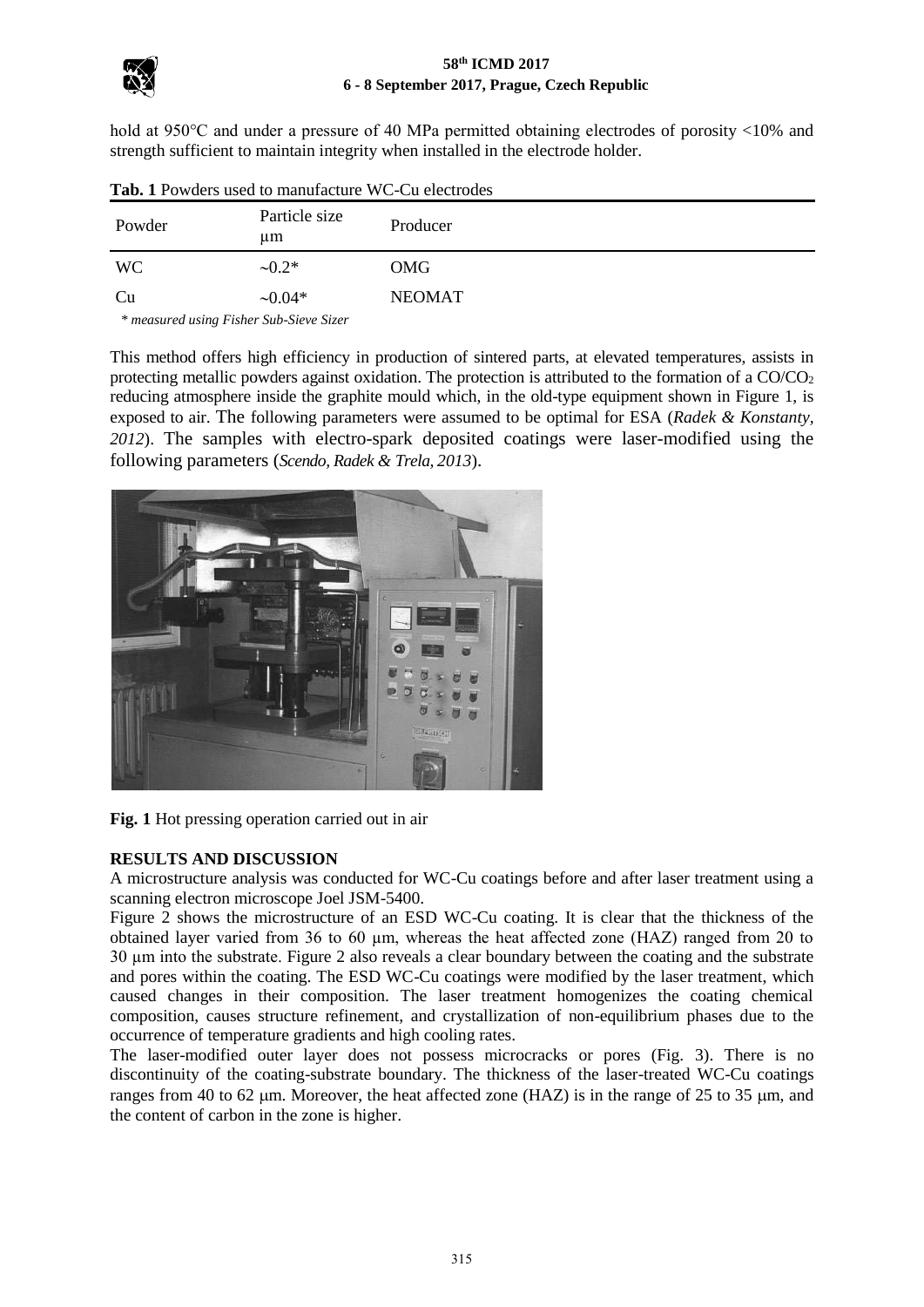hold at 950°C and under a pressure of 40 MPa permitted obtaining electrodes of porosity <10% and strength sufficient to maintain integrity when installed in the electrode holder.

**Tab. 1** Powders used to manufacture WC-Cu electrodes

| Powder | Particle size μm | Producer |
|---|---|---|
| WC | ~0.2* | OMG |
| Cu | ~0.04* | NEOMAT |

*\* measured using Fisher Sub-Sieve Sizer*

This method offers high efficiency in production of sintered parts, at elevated temperatures, assists in protecting metallic powders against oxidation. The protection is attributed to the formation of a $CO/CO_2$ reducing atmosphere inside the graphite mould which, in the old-type equipment shown in Figure 1, is exposed to air. The following parameters were assumed to be optimal for ESA (*Radek & Konstanty, 2012*). The samples with electro-spark deposited coatings were laser-modified using the following parameters (*Scendo, Radek & Trela, 2013*).

**Fig. 1** Hot pressing operation carried out in air

## RESULTS AND DISCUSSION

A microstructure analysis was conducted for WC-Cu coatings before and after laser treatment using a scanning electron microscope Joel JSM-5400.

Figure 2 shows the microstructure of an ESD WC-Cu coating. It is clear that the thickness of the obtained layer varied from 36 to 60 μm, whereas the heat affected zone (HAZ) ranged from 20 to 30 μm into the substrate. Figure 2 also reveals a clear boundary between the coating and the substrate and pores within the coating. The ESD WC-Cu coatings were modified by the laser treatment, which caused changes in their composition. The laser treatment homogenizes the coating chemical composition, causes structure refinement, and crystallization of non-equilibrium phases due to the occurrence of temperature gradients and high cooling rates.

The laser-modified outer layer does not possess microcracks or pores (Fig. 3). There is no discontinuity of the coating-substrate boundary. The thickness of the laser-treated WC-Cu coatings ranges from 40 to 62 μm. Moreover, the heat affected zone (HAZ) is in the range of 25 to 35 μm, and the content of carbon in the zone is higher.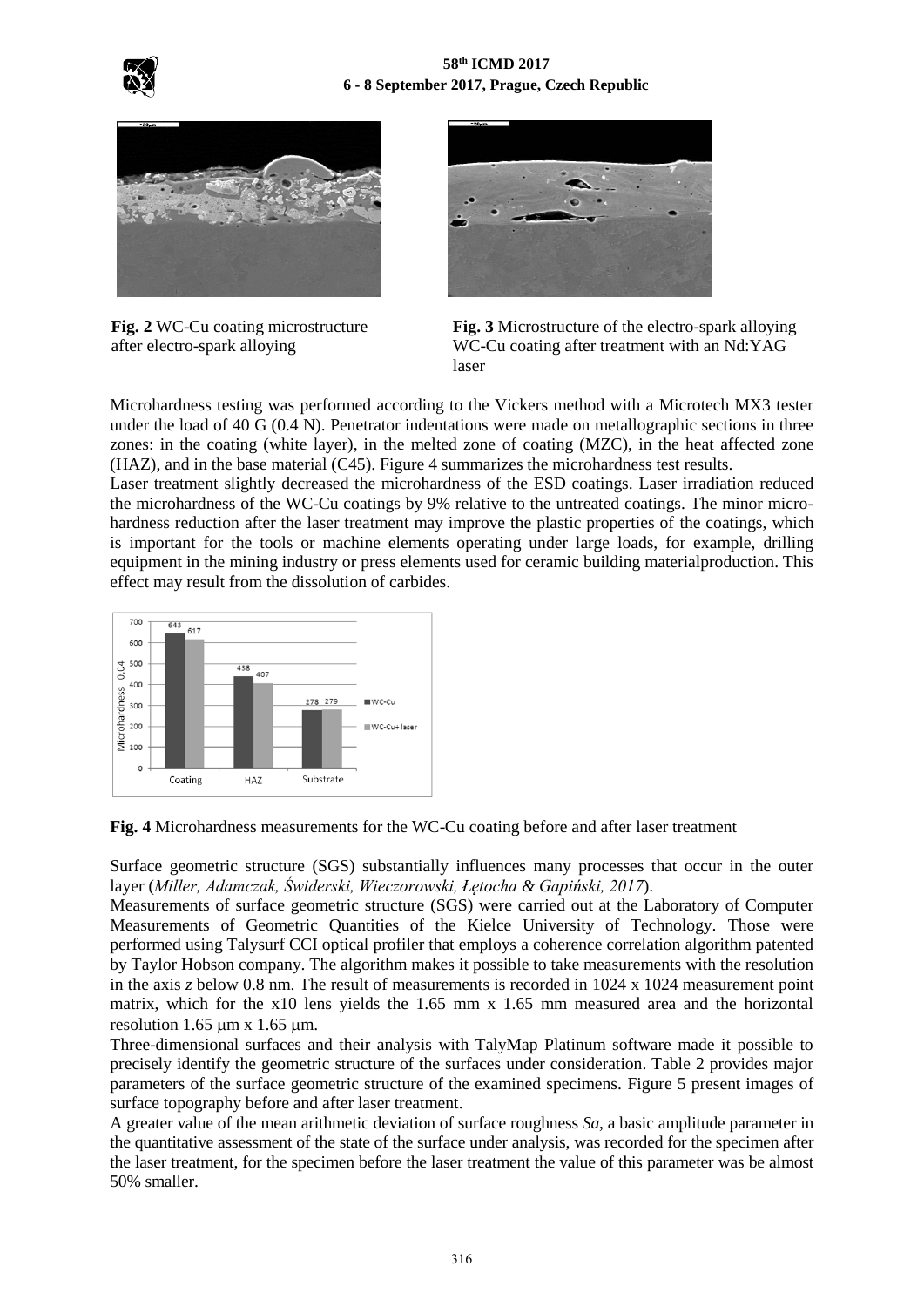**Fig. 2** WC-Cu coating microstructure after electro-spark alloying

**Fig. 3** Microstructure of the electro-spark alloying WC-Cu coating after treatment with an Nd:YAG laser

Microhardness testing was performed according to the Vickers method with a Microtech MX3 tester under the load of 40 G (0.4 N). Penetrator indentations were made on metallographic sections in three zones: in the coating (white layer), in the melted zone of coating (MZC), in the heat affected zone (HAZ), and in the base material (C45). Figure 4 summarizes the microhardness test results.

Laser treatment slightly decreased the microhardness of the ESD coatings. Laser irradiation reduced the microhardness of the WC-Cu coatings by 9% relative to the untreated coatings. The minor micro-hardness reduction after the laser treatment may improve the plastic properties of the coatings, which is important for the tools or machine elements operating under large loads, for example, drilling equipment in the mining industry or press elements used for ceramic building materialproduction. This effect may result from the dissolution of carbides.

**Fig. 4** Microhardness measurements for the WC-Cu coating before and after laser treatment

Surface geometric structure (SGS) substantially influences many processes that occur in the outer layer (*Miller, Adamczak, Świderski, Wieczorowski, Łętocha & Gapiński, 2017*).

Measurements of surface geometric structure (SGS) were carried out at the Laboratory of Computer Measurements of Geometric Quantities of the Kielce University of Technology. Those were performed using Talysurf CCI optical profiler that employs a coherence correlation algorithm patented by Taylor Hobson company. The algorithm makes it possible to take measurements with the resolution in the axis *z* below 0.8 nm. The result of measurements is recorded in 1024 x 1024 measurement point matrix, which for the x10 lens yields the 1.65 mm x 1.65 mm measured area and the horizontal resolution 1.65 μm x 1.65 μm.

Three-dimensional surfaces and their analysis with TalyMap Platinum software made it possible to precisely identify the geometric structure of the surfaces under consideration. Table 2 provides major parameters of the surface geometric structure of the examined specimens. Figure 5 present images of surface topography before and after laser treatment.

A greater value of the mean arithmetic deviation of surface roughness *Sa*, a basic amplitude parameter in the quantitative assessment of the state of the surface under analysis, was recorded for the specimen after the laser treatment, for the specimen before the laser treatment the value of this parameter was be almost 50% smaller.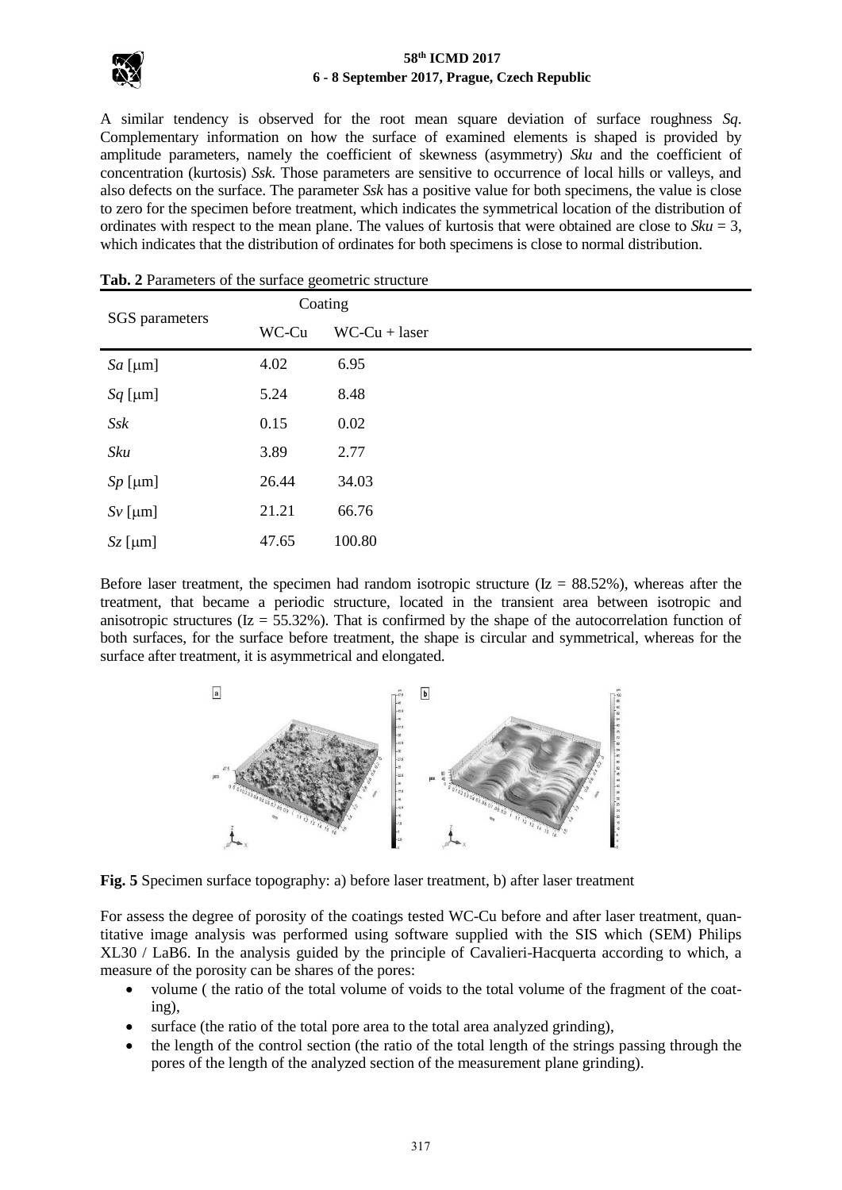A similar tendency is observed for the root mean square deviation of surface roughness *Sq*. Complementary information on how the surface of examined elements is shaped is provided by amplitude parameters, namely the coefficient of skewness (asymmetry) *Sku* and the coefficient of concentration (kurtosis) *Ssk*. Those parameters are sensitive to occurrence of local hills or valleys, and also defects on the surface. The parameter *Ssk* has a positive value for both specimens, the value is close to zero for the specimen before treatment, which indicates the symmetrical location of the distribution of ordinates with respect to the mean plane. The values of kurtosis that were obtained are close to *Sku* = 3, which indicates that the distribution of ordinates for both specimens is close to normal distribution.

**Tab. 2** Parameters of the surface geometric structure

| SGS parameters | Coating | |
|---|---|---|
| | WC-Cu | WC-Cu + laser |
| *Sa* [μm] | 4.02 | 6.95 |
| *Sq* [μm] | 5.24 | 8.48 |
| *Ssk* | 0.15 | 0.02 |
| *Sku* | 3.89 | 2.77 |
| *Sp* [μm] | 26.44 | 34.03 |
| *Sv* [μm] | 21.21 | 66.76 |
| *Sz* [μm] | 47.65 | 100.80 |

Before laser treatment, the specimen had random isotropic structure (Iz = 88.52%), whereas after the treatment, that became a periodic structure, located in the transient area between isotropic and anisotropic structures (Iz = 55.32%). That is confirmed by the shape of the autocorrelation function of both surfaces, for the surface before treatment, the shape is circular and symmetrical, whereas for the surface after treatment, it is asymmetrical and elongated.

**Fig. 5** Specimen surface topography: a) before laser treatment, b) after laser treatment

For assess the degree of porosity of the coatings tested WC-Cu before and after laser treatment, quantitative image analysis was performed using software supplied with the SIS which (SEM) Philips XL30 / LaB6. In the analysis guided by the principle of Cavalieri-Hacquerta according to which, a measure of the porosity can be shares of the pores:

- volume ( the ratio of the total volume of voids to the total volume of the fragment of the coating),
- surface (the ratio of the total pore area to the total area analyzed grinding),
- the length of the control section (the ratio of the total length of the strings passing through the pores of the length of the analyzed section of the measurement plane grinding).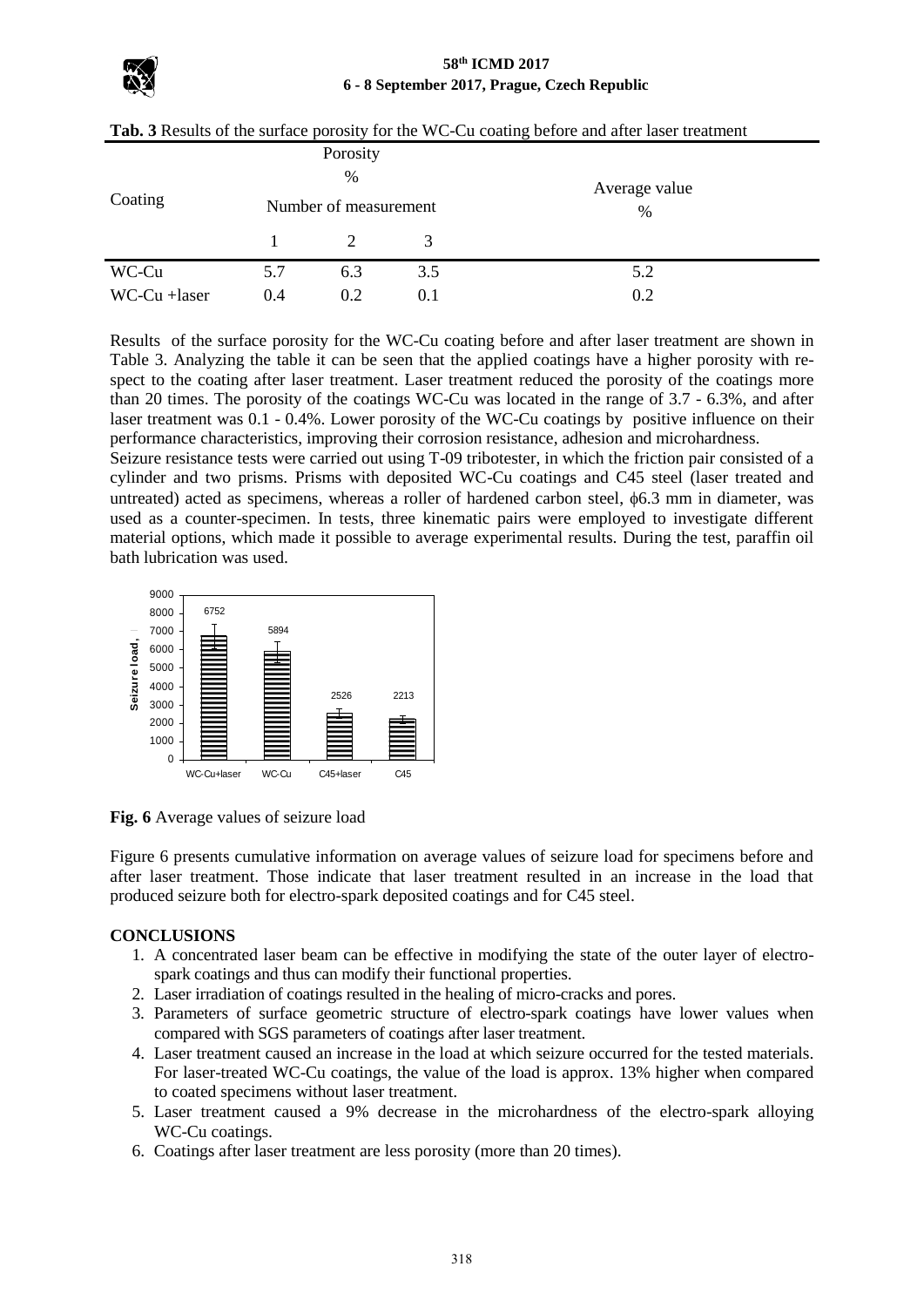**Tab. 3** Results of the surface porosity for the WC-Cu coating before and after laser treatment

| Coating | Porosity % Number of measurement | | | Average value % |
|---|---|---|---|---|
| | 1 | 2 | 3 | |
| WC-Cu | 5.7 | 6.3 | 3.5 | 5.2 |
| WC-Cu +laser | 0.4 | 0.2 | 0.1 | 0.2 |

Results of the surface porosity for the WC-Cu coating before and after laser treatment are shown in Table 3. Analyzing the table it can be seen that the applied coatings have a higher porosity with respect to the coating after laser treatment. Laser treatment reduced the porosity of the coatings more than 20 times. The porosity of the coatings WC-Cu was located in the range of 3.7 - 6.3%, and after laser treatment was 0.1 - 0.4%. Lower porosity of the WC-Cu coatings by positive influence on their performance characteristics, improving their corrosion resistance, adhesion and microhardness.

Seizure resistance tests were carried out using T-09 tribotester, in which the friction pair consisted of a cylinder and two prisms. Prisms with deposited WC-Cu coatings and C45 steel (laser treated and untreated) acted as specimens, whereas a roller of hardened carbon steel, $\phi$6.3 mm in diameter, was used as a counter-specimen. In tests, three kinematic pairs were employed to investigate different material options, which made it possible to average experimental results. During the test, paraffin oil bath lubrication was used.

| Specimen | Seizure load |
|---|---|
| WC-Cu+laser | 6752 |
| WC-Cu | 5894 |
| C45+laser | 2526 |
| C45 | 2213 |

**Fig. 6** Average values of seizure load

Figure 6 presents cumulative information on average values of seizure load for specimens before and after laser treatment. Those indicate that laser treatment resulted in an increase in the load that produced seizure both for electro-spark deposited coatings and for C45 steel.

## CONCLUSIONS

1. A concentrated laser beam can be effective in modifying the state of the outer layer of electro-spark coatings and thus can modify their functional properties.
2. Laser irradiation of coatings resulted in the healing of micro-cracks and pores.
3. Parameters of surface geometric structure of electro-spark coatings have lower values when compared with SGS parameters of coatings after laser treatment.
4. Laser treatment caused an increase in the load at which seizure occurred for the tested materials. For laser-treated WC-Cu coatings, the value of the load is approx. 13% higher when compared to coated specimens without laser treatment.
5. Laser treatment caused a 9% decrease in the microhardness of the electro-spark alloying WC-Cu coatings.
6. Coatings after laser treatment are less porosity (more than 20 times).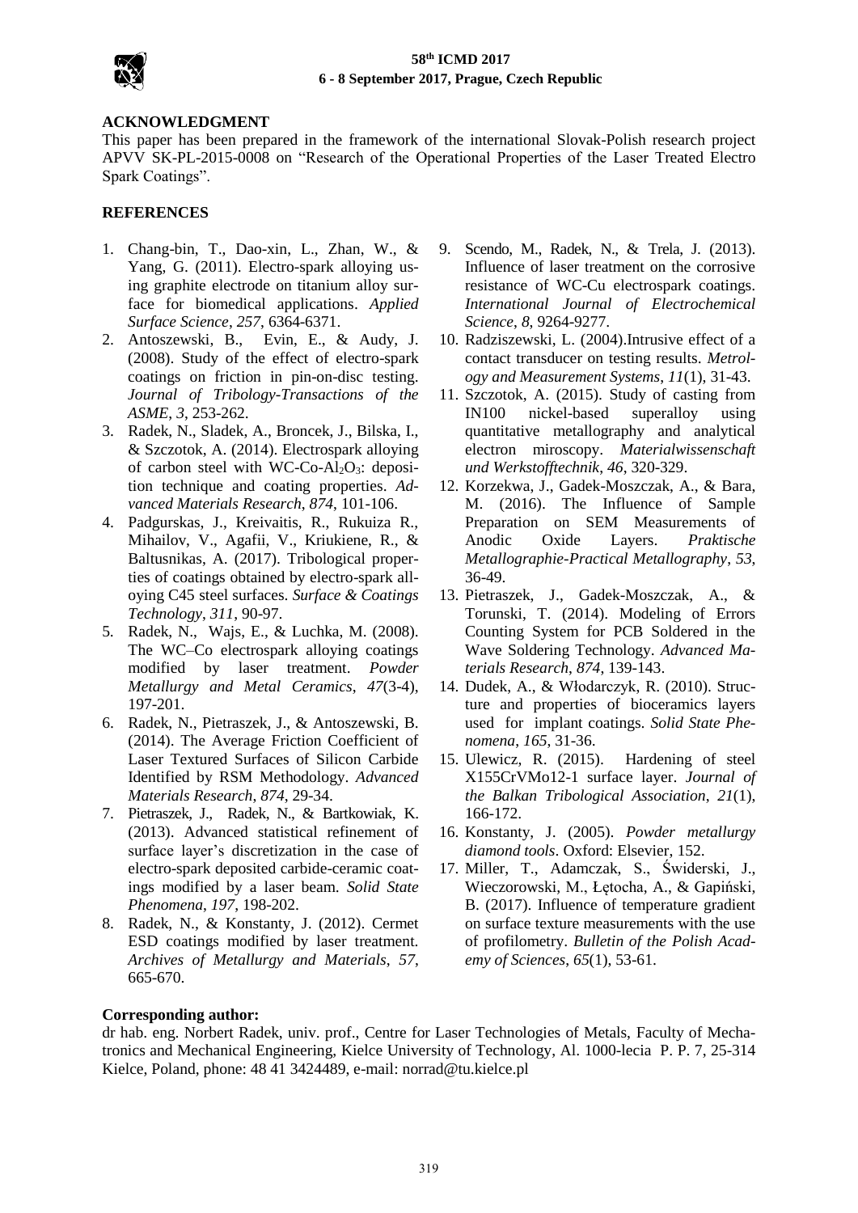## ACKNOWLEDGMENT

This paper has been prepared in the framework of the international Slovak-Polish research project APVV SK-PL-2015-0008 on "Research of the Operational Properties of the Laser Treated Electro Spark Coatings".

## REFERENCES

1. Chang-bin, T., Dao-xin, L., Zhan, W., & Yang, G. (2011). Electro-spark alloying using graphite electrode on titanium alloy surface for biomedical applications. *Applied Surface Science*, *257*, 6364-6371.
2. Antoszewski, B., Evin, E., & Audy, J. (2008). Study of the effect of electro-spark coatings on friction in pin-on-disc testing. *Journal of Tribology-Transactions of the ASME*, *3*, 253-262.
3. Radek, N., Sladek, A., Broncek, J., Bilska, I., & Szczotok, A. (2014). Electrospark alloying of carbon steel with WC-Co-$Al_2O_3$: deposition technique and coating properties. *Advanced Materials Research*, *874*, 101-106.
4. Padgurskas, J., Kreivaitis, R., Rukuiza R., Mihailov, V., Agafii, V., Kriukiene, R., & Baltusnikas, A. (2017). Tribological properties of coatings obtained by electro-spark alloying C45 steel surfaces. *Surface & Coatings Technology*, *311*, 90-97.
5. Radek, N., Wajs, E., & Luchka, M. (2008). The WC–Co electrospark alloying coatings modified by laser treatment. *Powder Metallurgy and Metal Ceramics*, *47*(3-4), 197-201.
6. Radek, N., Pietraszek, J., & Antoszewski, B. (2014). The Average Friction Coefficient of Laser Textured Surfaces of Silicon Carbide Identified by RSM Methodology. *Advanced Materials Research*, *874*, 29-34.
7. Pietraszek, J., Radek, N., & Bartkowiak, K. (2013). Advanced statistical refinement of surface layer's discretization in the case of electro-spark deposited carbide-ceramic coatings modified by a laser beam. *Solid State Phenomena*, *197*, 198-202.
8. Radek, N., & Konstanty, J. (2012). Cermet ESD coatings modified by laser treatment. *Archives of Metallurgy and Materials*, *57*, 665-670.
9. Scendo, M., Radek, N., & Trela, J. (2013). Influence of laser treatment on the corrosive resistance of WC-Cu electrospark coatings. *International Journal of Electrochemical Science*, *8*, 9264-9277.
10. Radziszewski, L. (2004).Intrusive effect of a contact transducer on testing results. *Metrology and Measurement Systems*, *11*(1), 31-43.
11. Szczotok, A. (2015). Study of casting from IN100 nickel-based superalloy using quantitative metallography and analytical electron miroscopy. *Materialwissenschaft und Werkstofftechnik*, *46*, 320-329.
12. Korzekwa, J., Gadek-Moszczak, A., & Bara, M. (2016). The Influence of Sample Preparation on SEM Measurements of Anodic Oxide Layers. *Praktische Metallographie-Practical Metallography*, *53*, 36-49.
13. Pietraszek, J., Gadek-Moszczak, A., & Torunski, T. (2014). Modeling of Errors Counting System for PCB Soldered in the Wave Soldering Technology. *Advanced Materials Research*, *874*, 139-143.
14. Dudek, A., & Włodarczyk, R. (2010). Structure and properties of bioceramics layers used for implant coatings. *Solid State Phenomena*, *165*, 31-36.
15. Ulewicz, R. (2015). Hardening of steel X155CrVMo12-1 surface layer. *Journal of the Balkan Tribological Association*, *21*(1), 166-172.
16. Konstanty, J. (2005). *Powder metallurgy diamond tools*. Oxford: Elsevier, 152.
17. Miller, T., Adamczak, S., Świderski, J., Wieczorowski, M., Łętocha, A., & Gapiński, B. (2017). Influence of temperature gradient on surface texture measurements with the use of profilometry. *Bulletin of the Polish Academy of Sciences*, *65*(1), 53-61.

**Corresponding author:**

dr hab. eng. Norbert Radek, univ. prof., Centre for Laser Technologies of Metals, Faculty of Mechatronics and Mechanical Engineering, Kielce University of Technology, Al. 1000-lecia P. P. 7, 25-314 Kielce, Poland, phone: 48 41 3424489, e-mail: norrad@tu.kielce.pl